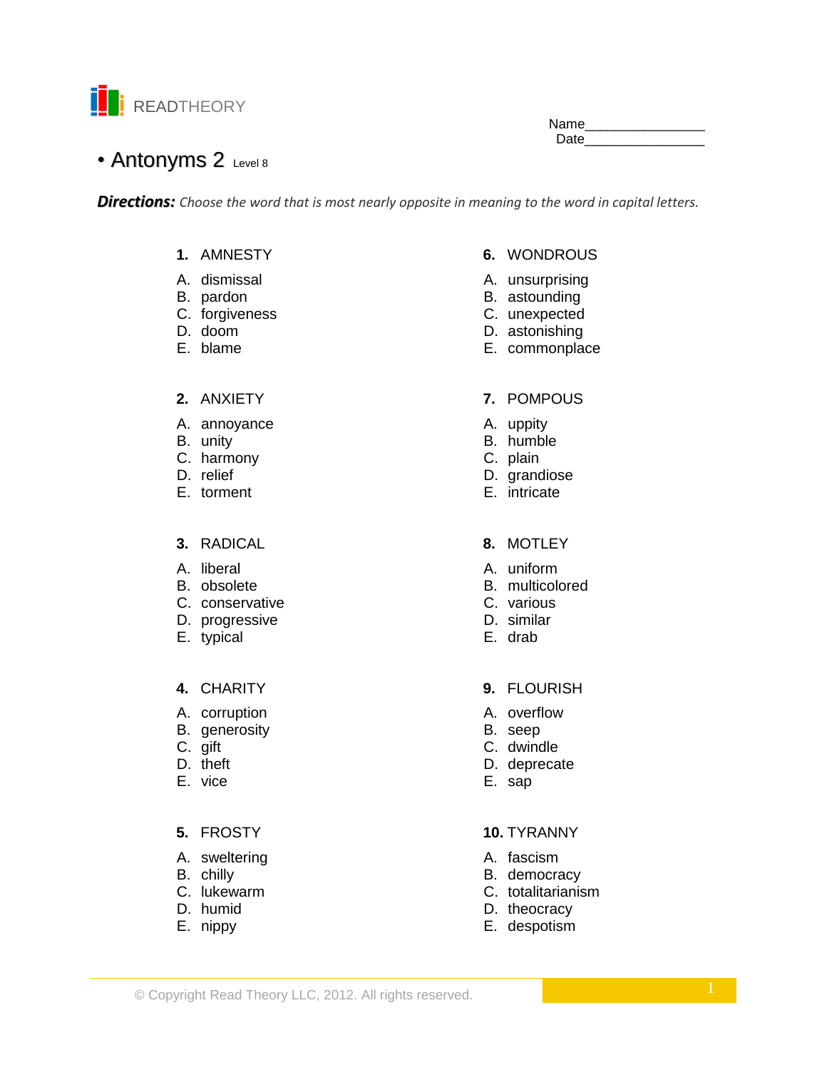READTHEORY

Name________________
Date________________

# • Antonyms 2 Level 8

***Directions:*** *Choose the word that is most nearly opposite in meaning to the word in capital letters.*

**1.** AMNESTY

A. dismissal
B. pardon
C. forgiveness
D. doom
E. blame

**2.** ANXIETY

A. annoyance
B. unity
C. harmony
D. relief
E. torment

**3.** RADICAL

A. liberal
B. obsolete
C. conservative
D. progressive
E. typical

**4.** CHARITY

A. corruption
B. generosity
C. gift
D. theft
E. vice

**5.** FROSTY

A. sweltering
B. chilly
C. lukewarm
D. humid
E. nippy

**6.** WONDROUS

A. unsurprising
B. astounding
C. unexpected
D. astonishing
E. commonplace

**7.** POMPOUS

A. uppity
B. humble
C. plain
D. grandiose
E. intricate

**8.** MOTLEY

A. uniform
B. multicolored
C. various
D. similar
E. drab

**9.** FLOURISH

A. overflow
B. seep
C. dwindle
D. deprecate
E. sap

**10.** TYRANNY

A. fascism
B. democracy
C. totalitarianism
D. theocracy
E. despotism

© Copyright Read Theory LLC, 2012. All rights reserved.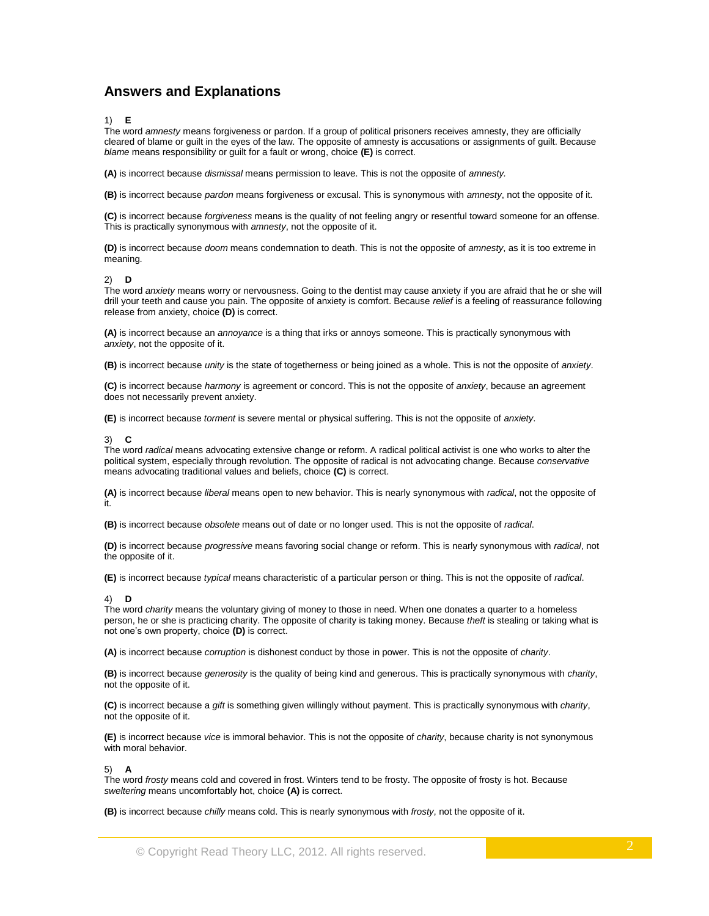## Answers and Explanations

1) **E**

The word *amnesty* means forgiveness or pardon. If a group of political prisoners receives amnesty, they are officially cleared of blame or guilt in the eyes of the law. The opposite of amnesty is accusations or assignments of guilt. Because *blame* means responsibility or guilt for a fault or wrong, choice **(E)** is correct.

**(A)** is incorrect because *dismissal* means permission to leave. This is not the opposite of *amnesty.*

**(B)** is incorrect because *pardon* means forgiveness or excusal. This is synonymous with *amnesty*, not the opposite of it.

**(C)** is incorrect because *forgiveness* means is the quality of not feeling angry or resentful toward someone for an offense. This is practically synonymous with *amnesty*, not the opposite of it.

**(D)** is incorrect because *doom* means condemnation to death. This is not the opposite of *amnesty*, as it is too extreme in meaning.

2) **D**

The word *anxiety* means worry or nervousness. Going to the dentist may cause anxiety if you are afraid that he or she will drill your teeth and cause you pain. The opposite of anxiety is comfort. Because *relief* is a feeling of reassurance following release from anxiety, choice **(D)** is correct.

**(A)** is incorrect because an *annoyance* is a thing that irks or annoys someone. This is practically synonymous with *anxiety*, not the opposite of it.

**(B)** is incorrect because *unity* is the state of togetherness or being joined as a whole. This is not the opposite of *anxiety*.

**(C)** is incorrect because *harmony* is agreement or concord. This is not the opposite of *anxiety*, because an agreement does not necessarily prevent anxiety.

**(E)** is incorrect because *torment* is severe mental or physical suffering. This is not the opposite of *anxiety*.

3) **C**

The word *radical* means advocating extensive change or reform. A radical political activist is one who works to alter the political system, especially through revolution. The opposite of radical is not advocating change. Because *conservative* means advocating traditional values and beliefs, choice **(C)** is correct.

**(A)** is incorrect because *liberal* means open to new behavior. This is nearly synonymous with *radical*, not the opposite of it.

**(B)** is incorrect because *obsolete* means out of date or no longer used. This is not the opposite of *radical*.

**(D)** is incorrect because *progressive* means favoring social change or reform. This is nearly synonymous with *radical*, not the opposite of it.

**(E)** is incorrect because *typical* means characteristic of a particular person or thing. This is not the opposite of *radical*.

4) **D**

The word *charity* means the voluntary giving of money to those in need. When one donates a quarter to a homeless person, he or she is practicing charity. The opposite of charity is taking money. Because *theft* is stealing or taking what is not one's own property, choice **(D)** is correct.

**(A)** is incorrect because *corruption* is dishonest conduct by those in power. This is not the opposite of *charity*.

**(B)** is incorrect because *generosity* is the quality of being kind and generous. This is practically synonymous with *charity*, not the opposite of it.

**(C)** is incorrect because a *gift* is something given willingly without payment. This is practically synonymous with *charity*, not the opposite of it.

**(E)** is incorrect because *vice* is immoral behavior. This is not the opposite of *charity*, because charity is not synonymous with moral behavior.

5) **A**

The word *frosty* means cold and covered in frost. Winters tend to be frosty. The opposite of frosty is hot. Because *sweltering* means uncomfortably hot, choice **(A)** is correct.

**(B)** is incorrect because *chilly* means cold. This is nearly synonymous with *frosty*, not the opposite of it.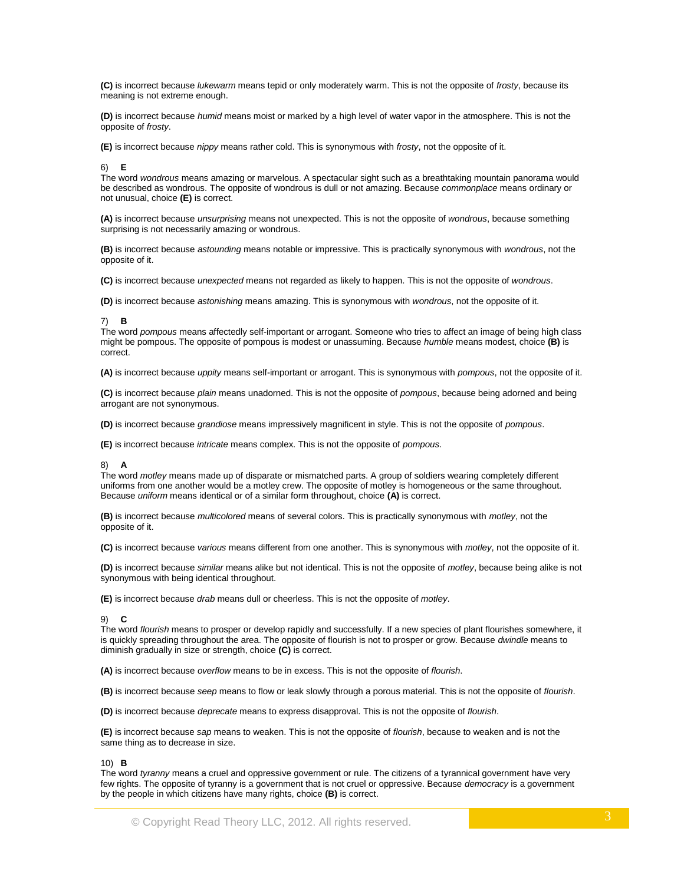**(C)** is incorrect because *lukewarm* means tepid or only moderately warm. This is not the opposite of *frosty*, because its meaning is not extreme enough.

**(D)** is incorrect because *humid* means moist or marked by a high level of water vapor in the atmosphere. This is not the opposite of *frosty*.

**(E)** is incorrect because *nippy* means rather cold. This is synonymous with *frosty*, not the opposite of it.

6) **E**
The word *wondrous* means amazing or marvelous. A spectacular sight such as a breathtaking mountain panorama would be described as wondrous. The opposite of wondrous is dull or not amazing. Because *commonplace* means ordinary or not unusual, choice **(E)** is correct.

**(A)** is incorrect because *unsurprising* means not unexpected. This is not the opposite of *wondrous*, because something surprising is not necessarily amazing or wondrous.

**(B)** is incorrect because *astounding* means notable or impressive. This is practically synonymous with *wondrous*, not the opposite of it.

**(C)** is incorrect because *unexpected* means not regarded as likely to happen. This is not the opposite of *wondrous*.

**(D)** is incorrect because *astonishing* means amazing. This is synonymous with *wondrous*, not the opposite of it.

7) **B**
The word *pompous* means affectedly self-important or arrogant. Someone who tries to affect an image of being high class might be pompous. The opposite of pompous is modest or unassuming. Because *humble* means modest, choice **(B)** is correct.

**(A)** is incorrect because *uppity* means self-important or arrogant. This is synonymous with *pompous*, not the opposite of it.

**(C)** is incorrect because *plain* means unadorned. This is not the opposite of *pompous*, because being adorned and being arrogant are not synonymous.

**(D)** is incorrect because *grandiose* means impressively magnificent in style. This is not the opposite of *pompous*.

**(E)** is incorrect because *intricate* means complex. This is not the opposite of *pompous*.

8) **A**
The word *motley* means made up of disparate or mismatched parts. A group of soldiers wearing completely different uniforms from one another would be a motley crew. The opposite of motley is homogeneous or the same throughout. Because *uniform* means identical or of a similar form throughout, choice **(A)** is correct.

**(B)** is incorrect because *multicolored* means of several colors. This is practically synonymous with *motley*, not the opposite of it.

**(C)** is incorrect because *various* means different from one another. This is synonymous with *motley*, not the opposite of it.

**(D)** is incorrect because *similar* means alike but not identical. This is not the opposite of *motley*, because being alike is not synonymous with being identical throughout.

**(E)** is incorrect because *drab* means dull or cheerless. This is not the opposite of *motley*.

9) **C**
The word *flourish* means to prosper or develop rapidly and successfully. If a new species of plant flourishes somewhere, it is quickly spreading throughout the area. The opposite of flourish is not to prosper or grow. Because *dwindle* means to diminish gradually in size or strength, choice **(C)** is correct.

**(A)** is incorrect because *overflow* means to be in excess. This is not the opposite of *flourish*.

**(B)** is incorrect because *seep* means to flow or leak slowly through a porous material. This is not the opposite of *flourish*.

**(D)** is incorrect because *deprecate* means to express disapproval. This is not the opposite of *flourish*.

**(E)** is incorrect because *sap* means to weaken. This is not the opposite of *flourish*, because to weaken and is not the same thing as to decrease in size.

10) **B**
The word *tyranny* means a cruel and oppressive government or rule. The citizens of a tyrannical government have very few rights. The opposite of tyranny is a government that is not cruel or oppressive. Because *democracy* is a government by the people in which citizens have many rights, choice **(B)** is correct.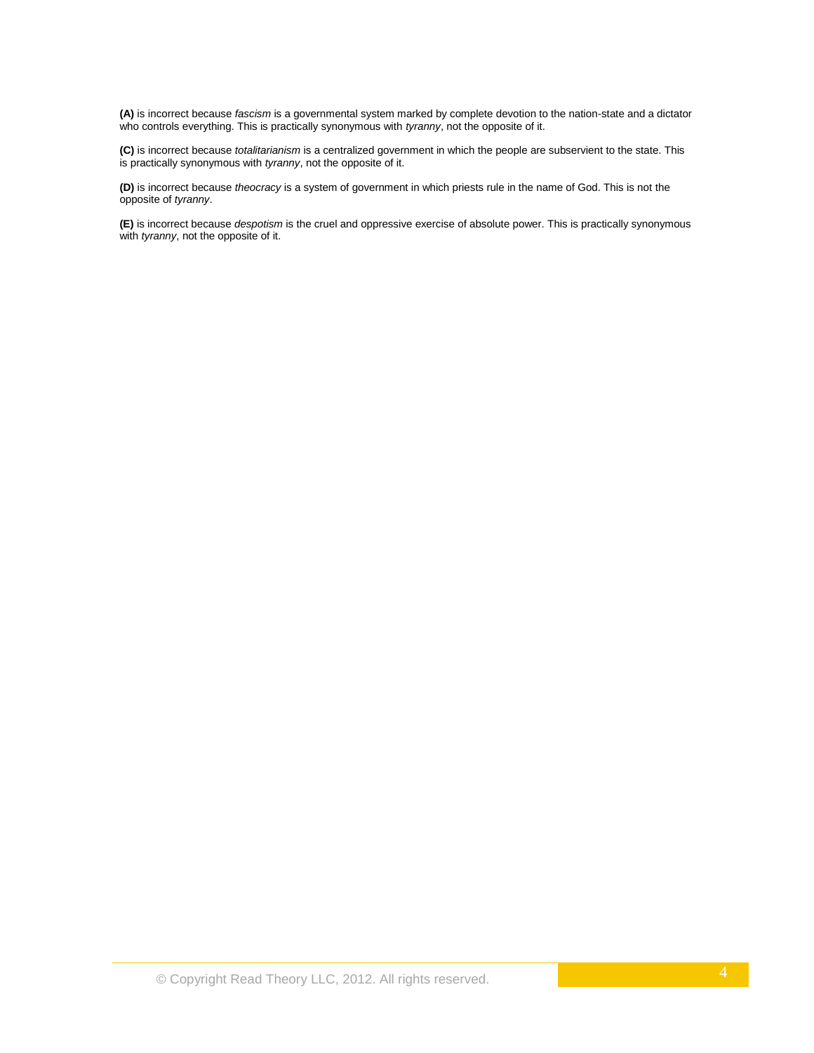**(A)** is incorrect because *fascism* is a governmental system marked by complete devotion to the nation-state and a dictator who controls everything. This is practically synonymous with *tyranny*, not the opposite of it.

**(C)** is incorrect because *totalitarianism* is a centralized government in which the people are subservient to the state. This is practically synonymous with *tyranny*, not the opposite of it.

**(D)** is incorrect because *theocracy* is a system of government in which priests rule in the name of God. This is not the opposite of *tyranny*.

**(E)** is incorrect because *despotism* is the cruel and oppressive exercise of absolute power. This is practically synonymous with *tyranny*, not the opposite of it.